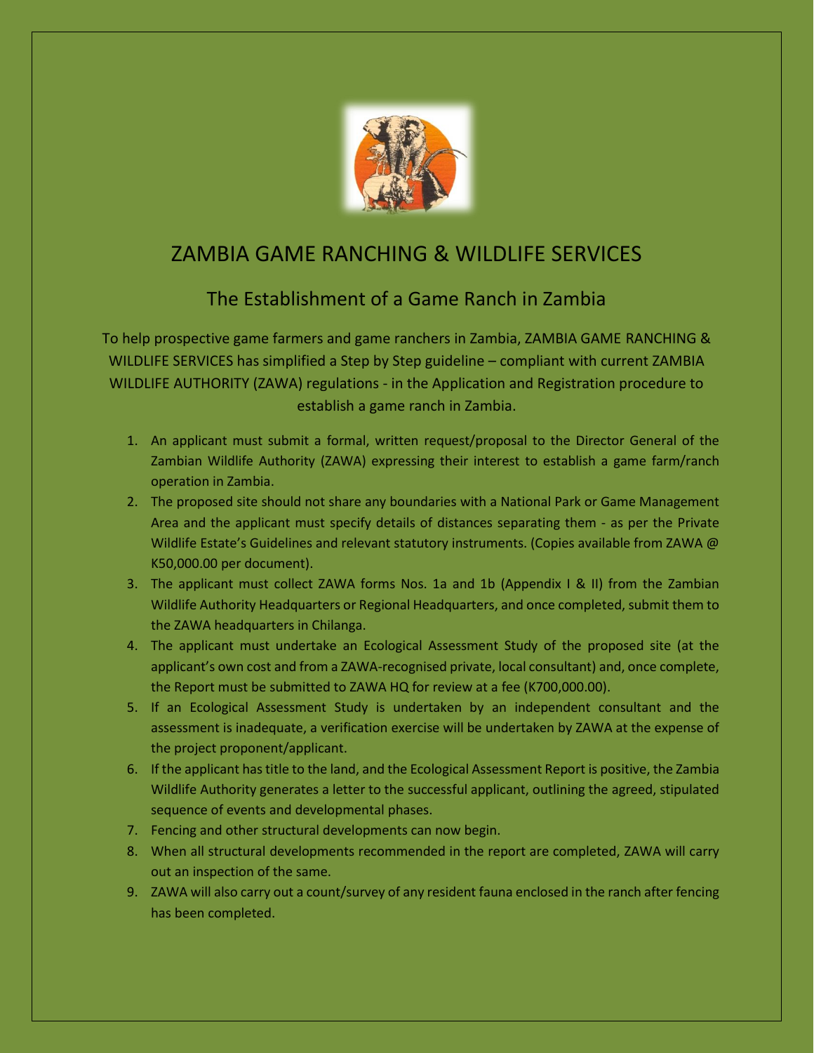# ZAMBIA GAME RANCHING & WILDLIFE SERVICES

## The Establishment of a Game Ranch in Zambia

To help prospective game farmers and game ranchers in Zambia, ZAMBIA GAME RANCHING & WILDLIFE SERVICES has simplified a Step by Step guideline – compliant with current ZAMBIA WILDLIFE AUTHORITY (ZAWA) regulations - in the Application and Registration procedure to establish a game ranch in Zambia.

1. An applicant must submit a formal, written request/proposal to the Director General of the Zambian Wildlife Authority (ZAWA) expressing their interest to establish a game farm/ranch operation in Zambia.
2. The proposed site should not share any boundaries with a National Park or Game Management Area and the applicant must specify details of distances separating them - as per the Private Wildlife Estate's Guidelines and relevant statutory instruments. (Copies available from ZAWA @ K50,000.00 per document).
3. The applicant must collect ZAWA forms Nos. 1a and 1b (Appendix I & II) from the Zambian Wildlife Authority Headquarters or Regional Headquarters, and once completed, submit them to the ZAWA headquarters in Chilanga.
4. The applicant must undertake an Ecological Assessment Study of the proposed site (at the applicant's own cost and from a ZAWA-recognised private, local consultant) and, once complete, the Report must be submitted to ZAWA HQ for review at a fee (K700,000.00).
5. If an Ecological Assessment Study is undertaken by an independent consultant and the assessment is inadequate, a verification exercise will be undertaken by ZAWA at the expense of the project proponent/applicant.
6. If the applicant has title to the land, and the Ecological Assessment Report is positive, the Zambia Wildlife Authority generates a letter to the successful applicant, outlining the agreed, stipulated sequence of events and developmental phases.
7. Fencing and other structural developments can now begin.
8. When all structural developments recommended in the report are completed, ZAWA will carry out an inspection of the same.
9. ZAWA will also carry out a count/survey of any resident fauna enclosed in the ranch after fencing has been completed.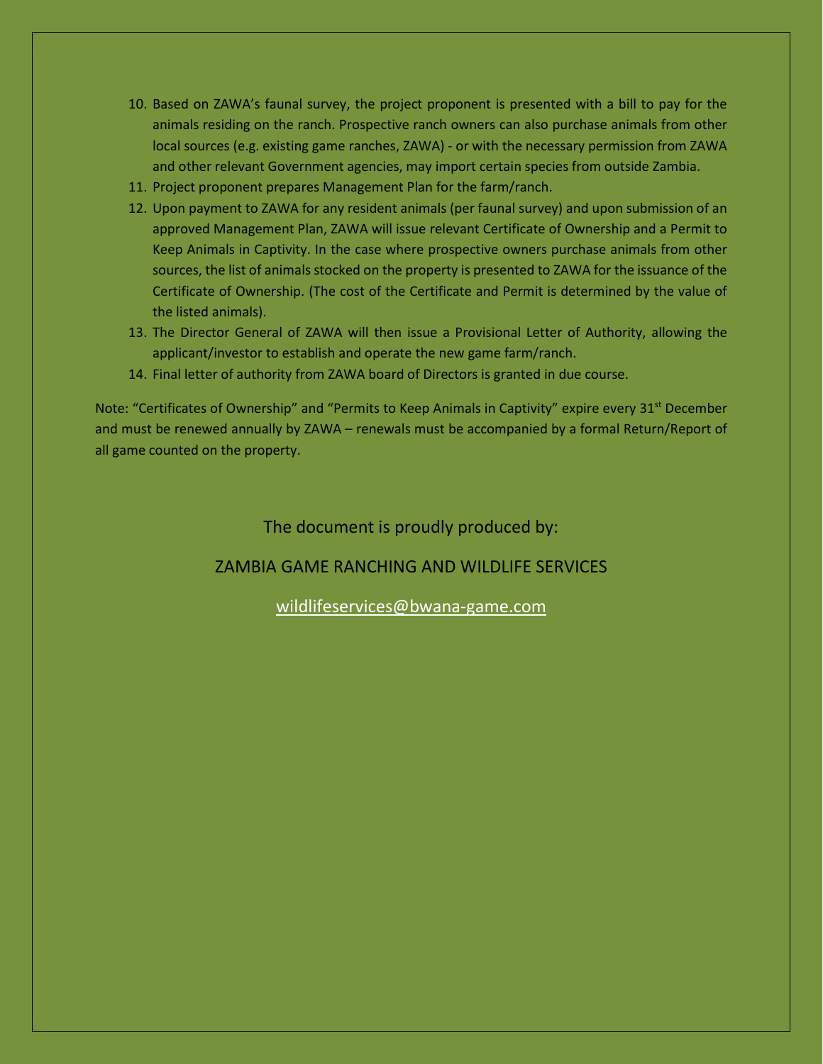10. Based on ZAWA's faunal survey, the project proponent is presented with a bill to pay for the animals residing on the ranch. Prospective ranch owners can also purchase animals from other local sources (e.g. existing game ranches, ZAWA) - or with the necessary permission from ZAWA and other relevant Government agencies, may import certain species from outside Zambia.
11. Project proponent prepares Management Plan for the farm/ranch.
12. Upon payment to ZAWA for any resident animals (per faunal survey) and upon submission of an approved Management Plan, ZAWA will issue relevant Certificate of Ownership and a Permit to Keep Animals in Captivity. In the case where prospective owners purchase animals from other sources, the list of animals stocked on the property is presented to ZAWA for the issuance of the Certificate of Ownership. (The cost of the Certificate and Permit is determined by the value of the listed animals).
13. The Director General of ZAWA will then issue a Provisional Letter of Authority, allowing the applicant/investor to establish and operate the new game farm/ranch.
14. Final letter of authority from ZAWA board of Directors is granted in due course.

Note: "Certificates of Ownership" and "Permits to Keep Animals in Captivity" expire every 31st December and must be renewed annually by ZAWA – renewals must be accompanied by a formal Return/Report of all game counted on the property.

The document is proudly produced by:

ZAMBIA GAME RANCHING AND WILDLIFE SERVICES

wildlifeservices@bwana-game.com